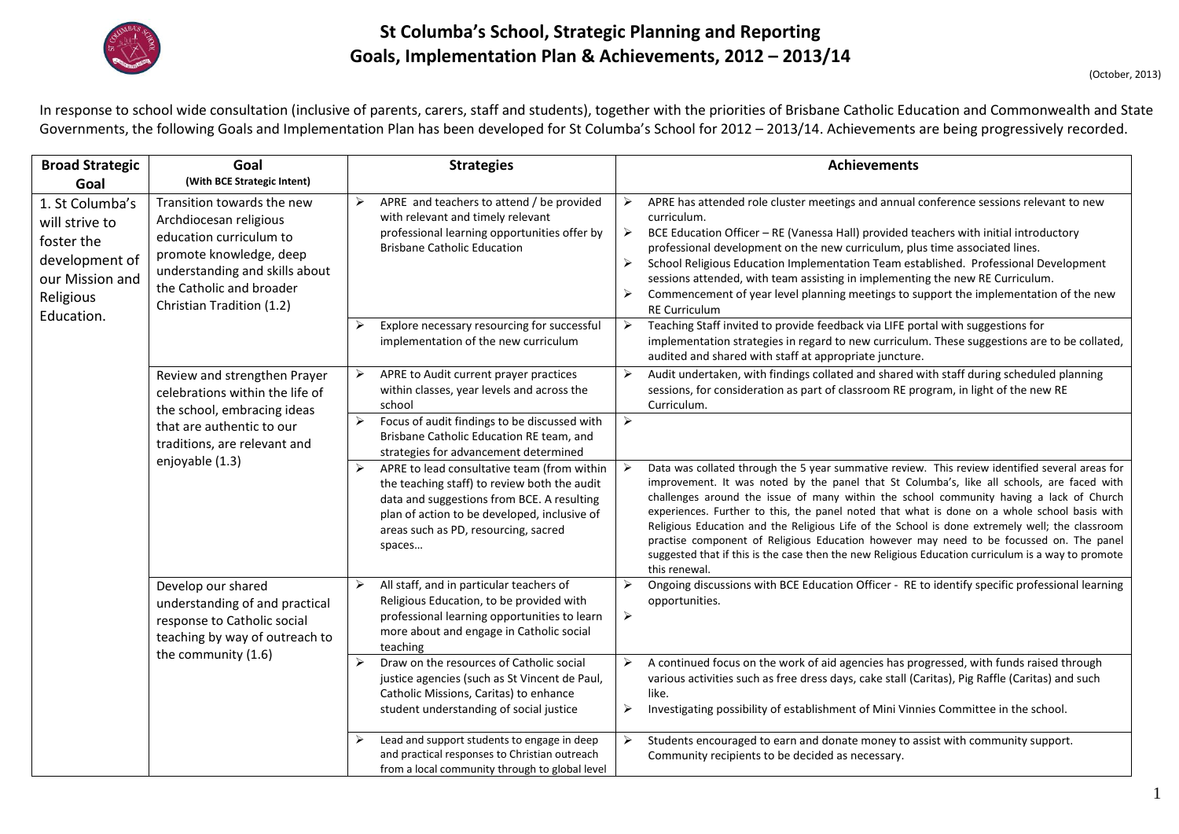# St Columba's School, Strategic Planning and Reporting
## Goals, Implementation Plan & Achievements, 2012 – 2013/14

(October, 2013)

In response to school wide consultation (inclusive of parents, carers, staff and students), together with the priorities of Brisbane Catholic Education and Commonwealth and State Governments, the following Goals and Implementation Plan has been developed for St Columba's School for 2012 – 2013/14. Achievements are being progressively recorded.

| Broad Strategic Goal | Goal (With BCE Strategic Intent) | Strategies | Achievements |
|---|---|---|---|
| 1. St Columba's will strive to foster the development of our Mission and Religious Education. | Transition towards the new Archdiocesan religious education curriculum to promote knowledge, deep understanding and skills about the Catholic and broader Christian Tradition (1.2) | ➢ APRE and teachers to attend / be provided with relevant and timely relevant professional learning opportunities offer by Brisbane Catholic Education | ➢ APRE has attended role cluster meetings and annual conference sessions relevant to new curriculum.<br>➢ BCE Education Officer – RE (Vanessa Hall) provided teachers with initial introductory professional development on the new curriculum, plus time associated lines.<br>➢ School Religious Education Implementation Team established. Professional Development sessions attended, with team assisting in implementing the new RE Curriculum.<br>➢ Commencement of year level planning meetings to support the implementation of the new RE Curriculum |
| | | ➢ Explore necessary resourcing for successful implementation of the new curriculum | ➢ Teaching Staff invited to provide feedback via LIFE portal with suggestions for implementation strategies in regard to new curriculum. These suggestions are to be collated, audited and shared with staff at appropriate juncture. |
| | Review and strengthen Prayer celebrations within the life of the school, embracing ideas that are authentic to our traditions, are relevant and enjoyable (1.3) | ➢ APRE to Audit current prayer practices within classes, year levels and across the school | ➢ Audit undertaken, with findings collated and shared with staff during scheduled planning sessions, for consideration as part of classroom RE program, in light of the new RE Curriculum. |
| | | ➢ Focus of audit findings to be discussed with Brisbane Catholic Education RE team, and strategies for advancement determined | ➢ |
| | | ➢ APRE to lead consultative team (from within the teaching staff) to review both the audit data and suggestions from BCE. A resulting plan of action to be developed, inclusive of areas such as PD, resourcing, sacred spaces… | ➢ Data was collated through the 5 year summative review. This review identified several areas for improvement. It was noted by the panel that St Columba's, like all schools, are faced with challenges around the issue of many within the school community having a lack of Church experiences. Further to this, the panel noted that what is done on a whole school basis with Religious Education and the Religious Life of the School is done extremely well; the classroom practise component of Religious Education however may need to be focussed on. The panel suggested that if this is the case then the new Religious Education curriculum is a way to promote this renewal. |
| | Develop our shared understanding of and practical response to Catholic social teaching by way of outreach to the community (1.6) | ➢ All staff, and in particular teachers of Religious Education, to be provided with professional learning opportunities to learn more about and engage in Catholic social teaching | ➢ Ongoing discussions with BCE Education Officer - RE to identify specific professional learning opportunities.<br>➢ |
| | | ➢ Draw on the resources of Catholic social justice agencies (such as St Vincent de Paul, Catholic Missions, Caritas) to enhance student understanding of social justice | ➢ A continued focus on the work of aid agencies has progressed, with funds raised through various activities such as free dress days, cake stall (Caritas), Pig Raffle (Caritas) and such like.<br>➢ Investigating possibility of establishment of Mini Vinnies Committee in the school. |
| | | ➢ Lead and support students to engage in deep and practical responses to Christian outreach from a local community through to global level | ➢ Students encouraged to earn and donate money to assist with community support. Community recipients to be decided as necessary. |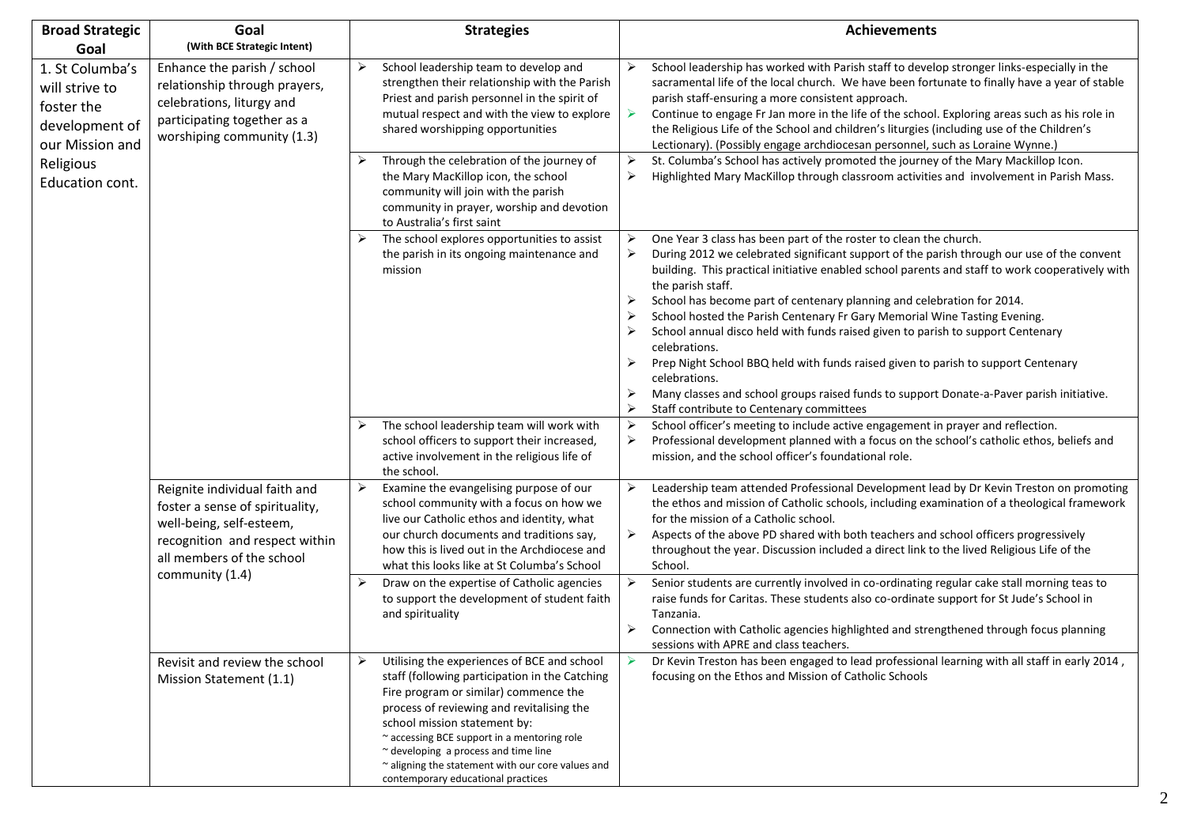| Broad Strategic Goal | Goal (With BCE Strategic Intent) | Strategies | Achievements |
|---|---|---|---|
| 1. St Columba's will strive to foster the development of our Mission and Religious Education cont. | Enhance the parish / school relationship through prayers, celebrations, liturgy and participating together as a worshiping community (1.3) | ➢ School leadership team to develop and strengthen their relationship with the Parish Priest and parish personnel in the spirit of mutual respect and with the view to explore shared worshipping opportunities | ➢ School leadership has worked with Parish staff to develop stronger links-especially in the sacramental life of the local church. We have been fortunate to finally have a year of stable parish staff-ensuring a more consistent approach.<br>➢ Continue to engage Fr Jan more in the life of the school. Exploring areas such as his role in the Religious Life of the School and children's liturgies (including use of the Children's Lectionary). (Possibly engage archdiocesan personnel, such as Loraine Wynne.) |
| | | ➢ Through the celebration of the journey of the Mary MacKillop icon, the school community will join with the parish community in prayer, worship and devotion to Australia's first saint | ➢ St. Columba's School has actively promoted the journey of the Mary Mackillop Icon.<br>➢ Highlighted Mary MacKillop through classroom activities and involvement in Parish Mass. |
| | | ➢ The school explores opportunities to assist the parish in its ongoing maintenance and mission | ➢ One Year 3 class has been part of the roster to clean the church.<br>➢ During 2012 we celebrated significant support of the parish through our use of the convent building. This practical initiative enabled school parents and staff to work cooperatively with the parish staff.<br>➢ School has become part of centenary planning and celebration for 2014.<br>➢ School hosted the Parish Centenary Fr Gary Memorial Wine Tasting Evening.<br>➢ School annual disco held with funds raised given to parish to support Centenary celebrations.<br>➢ Prep Night School BBQ held with funds raised given to parish to support Centenary celebrations.<br>➢ Many classes and school groups raised funds to support Donate-a-Paver parish initiative.<br>➢ Staff contribute to Centenary committees |
| | | ➢ The school leadership team will work with school officers to support their increased, active involvement in the religious life of the school. | ➢ School officer's meeting to include active engagement in prayer and reflection.<br>➢ Professional development planned with a focus on the school's catholic ethos, beliefs and mission, and the school officer's foundational role. |
| | Reignite individual faith and foster a sense of spirituality, well-being, self-esteem, recognition and respect within all members of the school community (1.4) | ➢ Examine the evangelising purpose of our school community with a focus on how we live our Catholic ethos and identity, what our church documents and traditions say, how this is lived out in the Archdiocese and what this looks like at St Columba's School | ➢ Leadership team attended Professional Development lead by Dr Kevin Treston on promoting the ethos and mission of Catholic schools, including examination of a theological framework for the mission of a Catholic school.<br>➢ Aspects of the above PD shared with both teachers and school officers progressively throughout the year. Discussion included a direct link to the lived Religious Life of the School. |
| | | ➢ Draw on the expertise of Catholic agencies to support the development of student faith and spirituality | ➢ Senior students are currently involved in co-ordinating regular cake stall morning teas to raise funds for Caritas. These students also co-ordinate support for St Jude's School in Tanzania.<br>➢ Connection with Catholic agencies highlighted and strengthened through focus planning sessions with APRE and class teachers. |
| | Revisit and review the school Mission Statement (1.1) | ➢ Utilising the experiences of BCE and school staff (following participation in the Catching Fire program or similar) commence the process of reviewing and revitalising the school mission statement by:<br>~ accessing BCE support in a mentoring role<br>~ developing a process and time line<br>~ aligning the statement with our core values and contemporary educational practices | ➢ Dr Kevin Treston has been engaged to lead professional learning with all staff in early 2014 , focusing on the Ethos and Mission of Catholic Schools |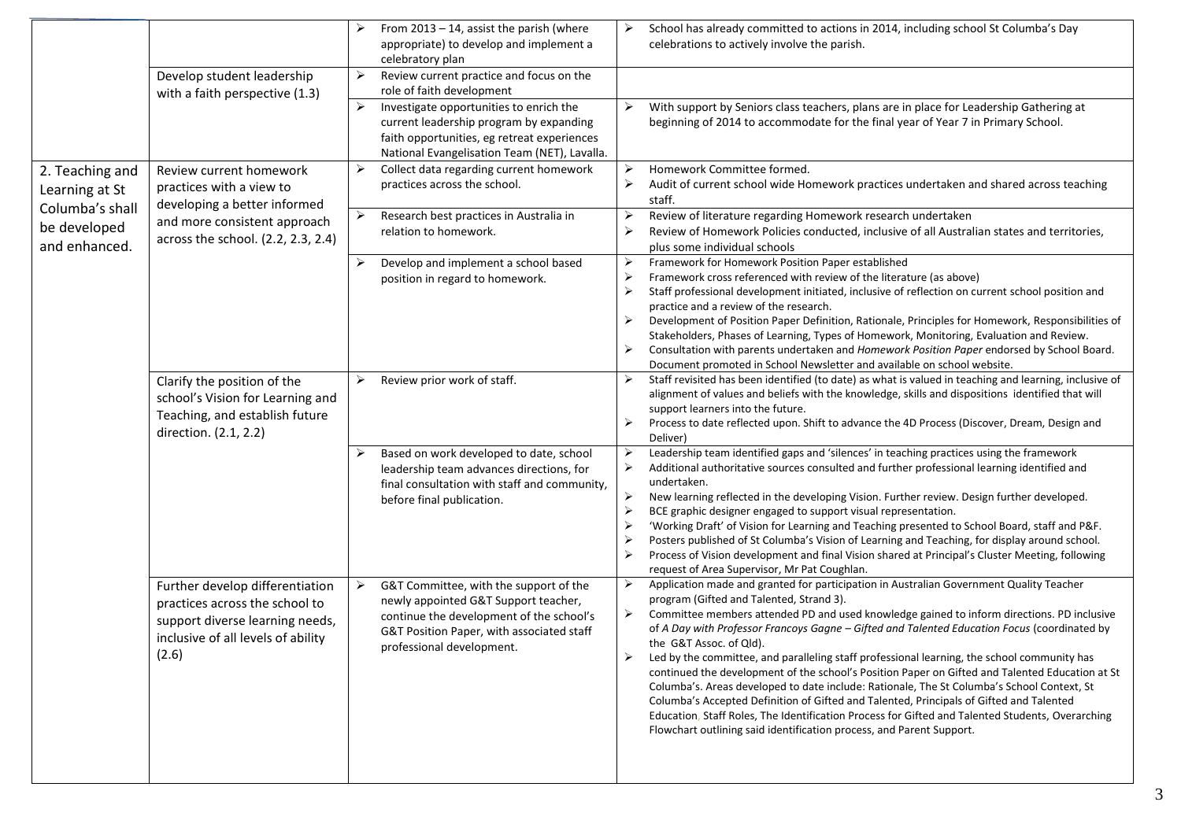| | | | |
|---|---|---|---|
| | | ➢ From 2013 – 14, assist the parish (where appropriate) to develop and implement a celebratory plan | ➢ School has already committed to actions in 2014, including school St Columba's Day celebrations to actively involve the parish. |
| | Develop student leadership with a faith perspective (1.3) | ➢ Review current practice and focus on the role of faith development | |
| | | ➢ Investigate opportunities to enrich the current leadership program by expanding faith opportunities, eg retreat experiences National Evangelisation Team (NET), Lavalla. | ➢ With support by Seniors class teachers, plans are in place for Leadership Gathering at beginning of 2014 to accommodate for the final year of Year 7 in Primary School. |
| 2. Teaching and Learning at St Columba's shall be developed and enhanced. | Review current homework practices with a view to developing a better informed and more consistent approach across the school. (2.2, 2.3, 2.4) | ➢ Collect data regarding current homework practices across the school. | ➢ Homework Committee formed.<br>➢ Audit of current school wide Homework practices undertaken and shared across teaching staff. |
| | | ➢ Research best practices in Australia in relation to homework. | ➢ Review of literature regarding Homework research undertaken<br>➢ Review of Homework Policies conducted, inclusive of all Australian states and territories, plus some individual schools |
| | | ➢ Develop and implement a school based position in regard to homework. | ➢ Framework for Homework Position Paper established<br>➢ Framework cross referenced with review of the literature (as above)<br>➢ Staff professional development initiated, inclusive of reflection on current school position and practice and a review of the research.<br>➢ Development of Position Paper Definition, Rationale, Principles for Homework, Responsibilities of Stakeholders, Phases of Learning, Types of Homework, Monitoring, Evaluation and Review.<br>➢ Consultation with parents undertaken and *Homework Position Paper* endorsed by School Board. Document promoted in School Newsletter and available on school website. |
| | Clarify the position of the school's Vision for Learning and Teaching, and establish future direction. (2.1, 2.2) | ➢ Review prior work of staff. | ➢ Staff revisited has been identified (to date) as what is valued in teaching and learning, inclusive of alignment of values and beliefs with the knowledge, skills and dispositions identified that will support learners into the future.<br>➢ Process to date reflected upon. Shift to advance the 4D Process (Discover, Dream, Design and Deliver) |
| | | ➢ Based on work developed to date, school leadership team advances directions, for final consultation with staff and community, before final publication. | ➢ Leadership team identified gaps and 'silences' in teaching practices using the framework<br>➢ Additional authoritative sources consulted and further professional learning identified and undertaken.<br>➢ New learning reflected in the developing Vision. Further review. Design further developed.<br>➢ BCE graphic designer engaged to support visual representation.<br>➢ 'Working Draft' of Vision for Learning and Teaching presented to School Board, staff and P&F.<br>➢ Posters published of St Columba's Vision of Learning and Teaching, for display around school.<br>➢ Process of Vision development and final Vision shared at Principal's Cluster Meeting, following request of Area Supervisor, Mr Pat Coughlan. |
| | Further develop differentiation practices across the school to support diverse learning needs, inclusive of all levels of ability (2.6) | ➢ G&T Committee, with the support of the newly appointed G&T Support teacher, continue the development of the school's G&T Position Paper, with associated staff professional development. | ➢ Application made and granted for participation in Australian Government Quality Teacher program (Gifted and Talented, Strand 3).<br>➢ Committee members attended PD and used knowledge gained to inform directions. PD inclusive of *A Day with Professor Francoys Gagne – Gifted and Talented Education Focus* (coordinated by the G&T Assoc. of Qld).<br>➢ Led by the committee, and paralleling staff professional learning, the school community has continued the development of the school's Position Paper on Gifted and Talented Education at St Columba's. Areas developed to date include: Rationale, The St Columba's School Context, St Columba's Accepted Definition of Gifted and Talented, Principals of Gifted and Talented Education, Staff Roles, The Identification Process for Gifted and Talented Students, Overarching Flowchart outlining said identification process, and Parent Support. |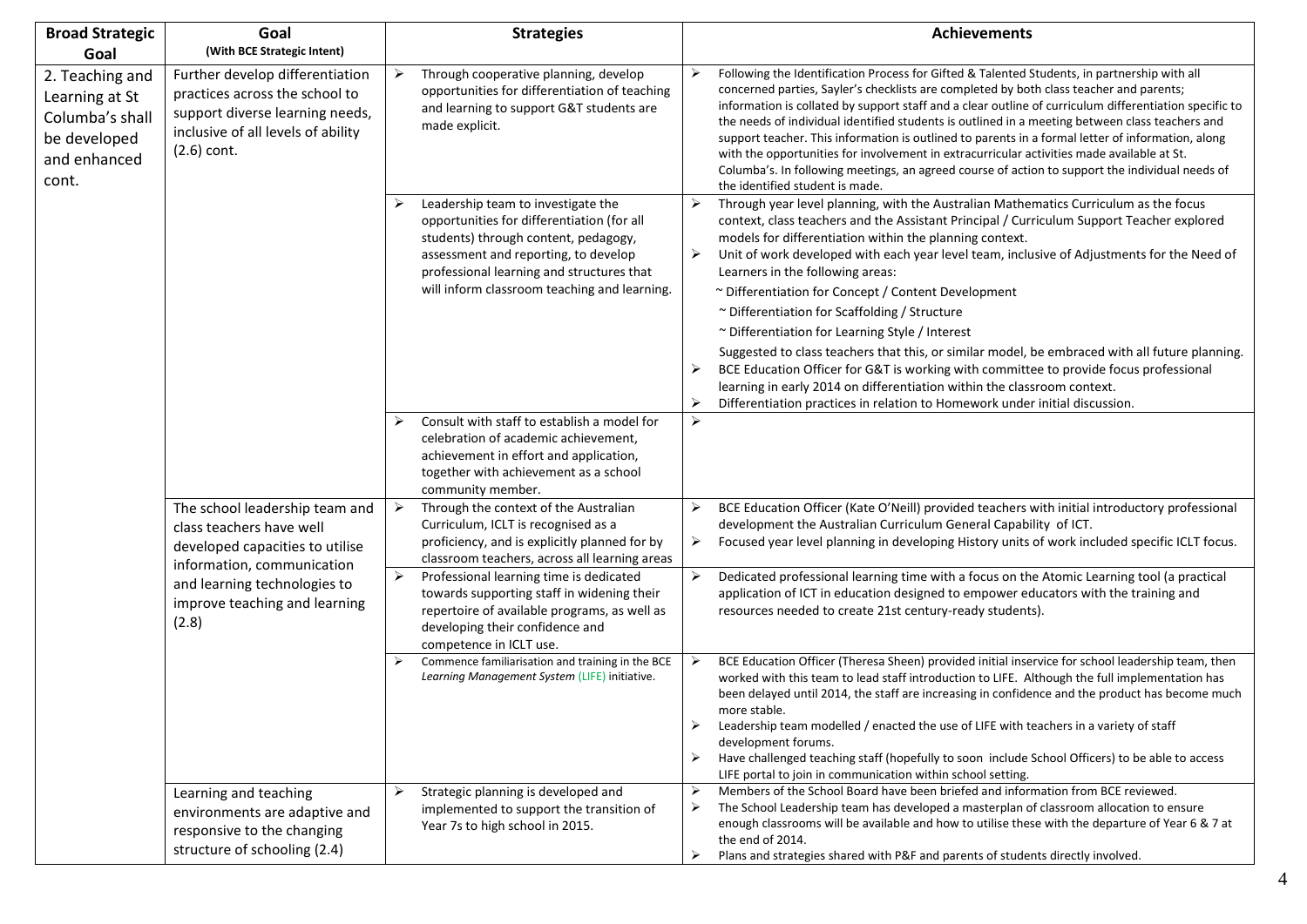| Broad Strategic Goal | Goal (With BCE Strategic Intent) | Strategies | Achievements |
|---|---|---|---|
| 2. Teaching and Learning at St Columba's shall be developed and enhanced cont. | Further develop differentiation practices across the school to support diverse learning needs, inclusive of all levels of ability (2.6) cont. | ➢ Through cooperative planning, develop opportunities for differentiation of teaching and learning to support G&T students are made explicit. | ➢ Following the Identification Process for Gifted & Talented Students, in partnership with all concerned parties, Sayler's checklists are completed by both class teacher and parents; information is collated by support staff and a clear outline of curriculum differentiation specific to the needs of individual identified students is outlined in a meeting between class teachers and support teacher. This information is outlined to parents in a formal letter of information, along with the opportunities for involvement in extracurricular activities made available at St. Columba's. In following meetings, an agreed course of action to support the individual needs of the identified student is made. |
| | | ➢ Leadership team to investigate the opportunities for differentiation (for all students) through content, pedagogy, assessment and reporting, to develop professional learning and structures that will inform classroom teaching and learning. | ➢ Through year level planning, with the Australian Mathematics Curriculum as the focus context, class teachers and the Assistant Principal / Curriculum Support Teacher explored models for differentiation within the planning context.<br>➢ Unit of work developed with each year level team, inclusive of Adjustments for the Need of Learners in the following areas:<br>~ Differentiation for Concept / Content Development<br>~ Differentiation for Scaffolding / Structure<br>~ Differentiation for Learning Style / Interest<br>Suggested to class teachers that this, or similar model, be embraced with all future planning.<br>➢ BCE Education Officer for G&T is working with committee to provide focus professional learning in early 2014 on differentiation within the classroom context.<br>➢ Differentiation practices in relation to Homework under initial discussion. |
| | | ➢ Consult with staff to establish a model for celebration of academic achievement, achievement in effort and application, together with achievement as a school community member. | ➢ |
| | The school leadership team and class teachers have well developed capacities to utilise information, communication and learning technologies to improve teaching and learning (2.8) | ➢ Through the context of the Australian Curriculum, ICLT is recognised as a proficiency, and is explicitly planned for by classroom teachers, across all learning areas | ➢ BCE Education Officer (Kate O'Neill) provided teachers with initial introductory professional development the Australian Curriculum General Capability of ICT.<br>➢ Focused year level planning in developing History units of work included specific ICLT focus. |
| | | ➢ Professional learning time is dedicated towards supporting staff in widening their repertoire of available programs, as well as developing their confidence and competence in ICLT use. | ➢ Dedicated professional learning time with a focus on the Atomic Learning tool (a practical application of ICT in education designed to empower educators with the training and resources needed to create 21st century-ready students). |
| | | ➢ Commence familiarisation and training in the BCE *Learning Management System* (LIFE) initiative. | ➢ BCE Education Officer (Theresa Sheen) provided initial inservice for school leadership team, then worked with this team to lead staff introduction to LIFE. Although the full implementation has been delayed until 2014, the staff are increasing in confidence and the product has become much more stable.<br>➢ Leadership team modelled / enacted the use of LIFE with teachers in a variety of staff development forums.<br>➢ Have challenged teaching staff (hopefully to soon include School Officers) to be able to access LIFE portal to join in communication within school setting. |
| | Learning and teaching environments are adaptive and responsive to the changing structure of schooling (2.4) | ➢ Strategic planning is developed and implemented to support the transition of Year 7s to high school in 2015. | ➢ Members of the School Board have been briefed and information from BCE reviewed.<br>➢ The School Leadership team has developed a masterplan of classroom allocation to ensure enough classrooms will be available and how to utilise these with the departure of Year 6 & 7 at the end of 2014.<br>➢ Plans and strategies shared with P&F and parents of students directly involved. |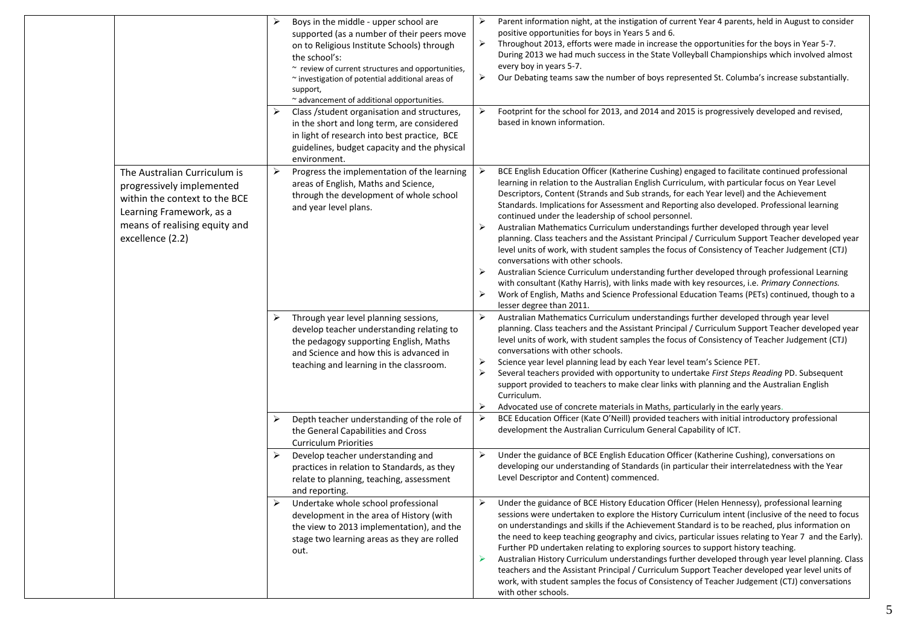| | | | |
|---|---|---|---|
| | | ➢ Boys in the middle - upper school are supported (as a number of their peers move on to Religious Institute Schools) through the school's:<br>~ review of current structures and opportunities,<br>~ investigation of potential additional areas of support,<br>~ advancement of additional opportunities. | ➢ Parent information night, at the instigation of current Year 4 parents, held in August to consider positive opportunities for boys in Years 5 and 6.<br>➢ Throughout 2013, efforts were made in increase the opportunities for the boys in Year 5-7. During 2013 we had much success in the State Volleyball Championships which involved almost every boy in years 5-7.<br>➢ Our Debating teams saw the number of boys represented St. Columba's increase substantially. |
| | | ➢ Class /student organisation and structures, in the short and long term, are considered in light of research into best practice, BCE guidelines, budget capacity and the physical environment. | ➢ Footprint for the school for 2013, and 2014 and 2015 is progressively developed and revised, based in known information. |
| | The Australian Curriculum is progressively implemented within the context to the BCE Learning Framework, as a means of realising equity and excellence (2.2) | ➢ Progress the implementation of the learning areas of English, Maths and Science, through the development of whole school and year level plans. | ➢ BCE English Education Officer (Katherine Cushing) engaged to facilitate continued professional learning in relation to the Australian English Curriculum, with particular focus on Year Level Descriptors, Content (Strands and Sub strands, for each Year level) and the Achievement Standards. Implications for Assessment and Reporting also developed. Professional learning continued under the leadership of school personnel.<br>➢ Australian Mathematics Curriculum understandings further developed through year level planning. Class teachers and the Assistant Principal / Curriculum Support Teacher developed year level units of work, with student samples the focus of Consistency of Teacher Judgement (CTJ) conversations with other schools.<br>➢ Australian Science Curriculum understanding further developed through professional Learning with consultant (Kathy Harris), with links made with key resources, i.e. *Primary Connections.*<br>➢ Work of English, Maths and Science Professional Education Teams (PETs) continued, though to a lesser degree than 2011. |
| | | ➢ Through year level planning sessions, develop teacher understanding relating to the pedagogy supporting English, Maths and Science and how this is advanced in teaching and learning in the classroom. | ➢ Australian Mathematics Curriculum understandings further developed through year level planning. Class teachers and the Assistant Principal / Curriculum Support Teacher developed year level units of work, with student samples the focus of Consistency of Teacher Judgement (CTJ) conversations with other schools.<br>➢ Science year level planning lead by each Year level team's Science PET.<br>➢ Several teachers provided with opportunity to undertake *First Steps Reading* PD. Subsequent support provided to teachers to make clear links with planning and the Australian English Curriculum.<br>➢ Advocated use of concrete materials in Maths, particularly in the early years. |
| | | ➢ Depth teacher understanding of the role of the General Capabilities and Cross Curriculum Priorities | ➢ BCE Education Officer (Kate O'Neill) provided teachers with initial introductory professional development the Australian Curriculum General Capability of ICT. |
| | | ➢ Develop teacher understanding and practices in relation to Standards, as they relate to planning, teaching, assessment and reporting. | ➢ Under the guidance of BCE English Education Officer (Katherine Cushing), conversations on developing our understanding of Standards (in particular their interrelatedness with the Year Level Descriptor and Content) commenced. |
| | | ➢ Undertake whole school professional development in the area of History (with the view to 2013 implementation), and the stage two learning areas as they are rolled out. | ➢ Under the guidance of BCE History Education Officer (Helen Hennessy), professional learning sessions were undertaken to explore the History Curriculum intent (inclusive of the need to focus on understandings and skills if the Achievement Standard is to be reached, plus information on the need to keep teaching geography and civics, particular issues relating to Year 7 and the Early). Further PD undertaken relating to exploring sources to support history teaching.<br>➢ Australian History Curriculum understandings further developed through year level planning. Class teachers and the Assistant Principal / Curriculum Support Teacher developed year level units of work, with student samples the focus of Consistency of Teacher Judgement (CTJ) conversations with other schools. |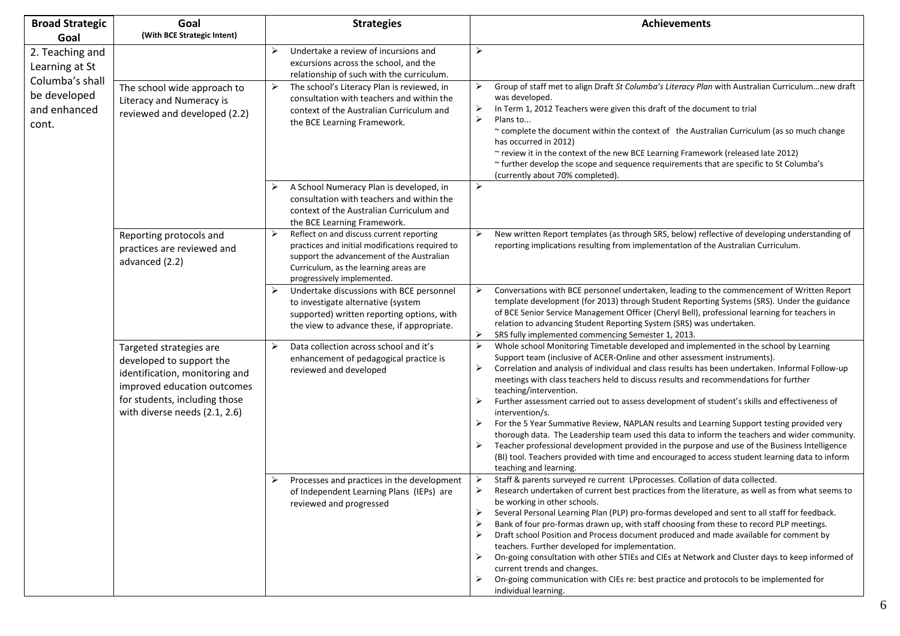| Broad Strategic Goal | Goal (With BCE Strategic Intent) | Strategies | Achievements |
|---|---|---|---|
| 2. Teaching and Learning at St Columba's shall be developed and enhanced cont. | | ➢ Undertake a review of incursions and excursions across the school, and the relationship of such with the curriculum. | ➢ |
| | The school wide approach to Literacy and Numeracy is reviewed and developed (2.2) | ➢ The school's Literacy Plan is reviewed, in consultation with teachers and within the context of the Australian Curriculum and the BCE Learning Framework. | ➢ Group of staff met to align Draft *St Columba's Literacy Plan* with Australian Curriculum…new draft was developed.<br>➢ In Term 1, 2012 Teachers were given this draft of the document to trial<br>➢ Plans to...<br>~ complete the document within the context of the Australian Curriculum (as so much change has occurred in 2012)<br>~ review it in the context of the new BCE Learning Framework (released late 2012)<br>~ further develop the scope and sequence requirements that are specific to St Columba's (currently about 70% completed). |
| | | ➢ A School Numeracy Plan is developed, in consultation with teachers and within the context of the Australian Curriculum and the BCE Learning Framework. | ➢ |
| | Reporting protocols and practices are reviewed and advanced (2.2) | ➢ Reflect on and discuss current reporting practices and initial modifications required to support the advancement of the Australian Curriculum, as the learning areas are progressively implemented. | ➢ New written Report templates (as through SRS, below) reflective of developing understanding of reporting implications resulting from implementation of the Australian Curriculum. |
| | | ➢ Undertake discussions with BCE personnel to investigate alternative (system supported) written reporting options, with the view to advance these, if appropriate. | ➢ Conversations with BCE personnel undertaken, leading to the commencement of Written Report template development (for 2013) through Student Reporting Systems (SRS). Under the guidance of BCE Senior Service Management Officer (Cheryl Bell), professional learning for teachers in relation to advancing Student Reporting System (SRS) was undertaken.<br>➢ SRS fully implemented commencing Semester 1, 2013. |
| | Targeted strategies are developed to support the identification, monitoring and improved education outcomes for students, including those with diverse needs (2.1, 2.6) | ➢ Data collection across school and it's enhancement of pedagogical practice is reviewed and developed | ➢ Whole school Monitoring Timetable developed and implemented in the school by Learning Support team (inclusive of ACER-Online and other assessment instruments).<br>➢ Correlation and analysis of individual and class results has been undertaken. Informal Follow-up meetings with class teachers held to discuss results and recommendations for further teaching/intervention.<br>➢ Further assessment carried out to assess development of student's skills and effectiveness of intervention/s.<br>➢ For the 5 Year Summative Review, NAPLAN results and Learning Support testing provided very thorough data. The Leadership team used this data to inform the teachers and wider community.<br>➢ Teacher professional development provided in the purpose and use of the Business Intelligence (BI) tool. Teachers provided with time and encouraged to access student learning data to inform teaching and learning. |
| | | ➢ Processes and practices in the development of Independent Learning Plans (IEPs) are reviewed and progressed | ➢ Staff & parents surveyed re current LPprocesses. Collation of data collected.<br>➢ Research undertaken of current best practices from the literature, as well as from what seems to be working in other schools.<br>➢ Several Personal Learning Plan (PLP) pro-formas developed and sent to all staff for feedback.<br>➢ Bank of four pro-formas drawn up, with staff choosing from these to record PLP meetings.<br>➢ Draft school Position and Process document produced and made available for comment by teachers. Further developed for implementation.<br>➢ On-going consultation with other STIEs and CIEs at Network and Cluster days to keep informed of current trends and changes.<br>➢ On-going communication with CIEs re: best practice and protocols to be implemented for individual learning. |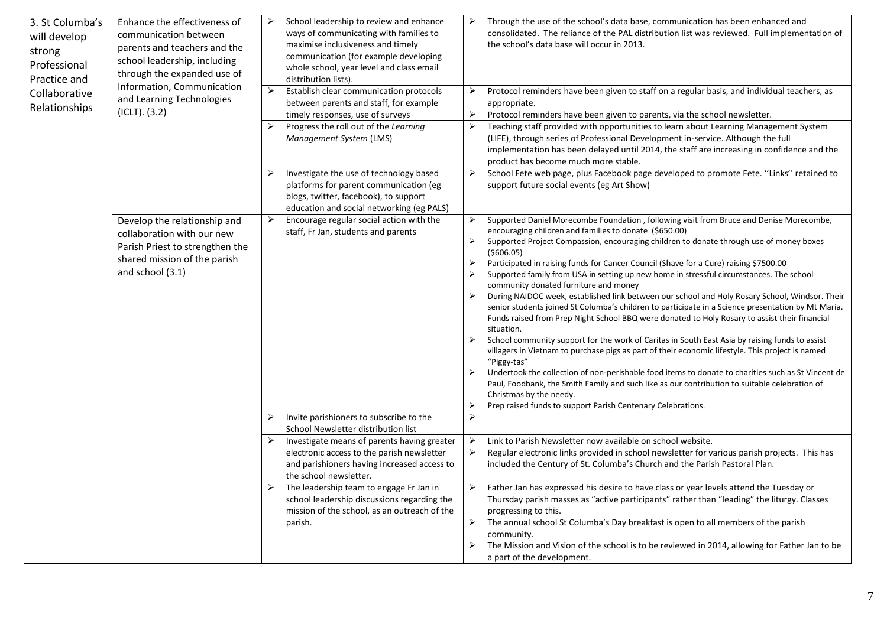| | | | |
|---|---|---|---|
| 3. St Columba's will develop strong Professional Practice and Collaborative Relationships | Enhance the effectiveness of communication between parents and teachers and the school leadership, including through the expanded use of Information, Communication and Learning Technologies (ICLT). (3.2) | ➢ School leadership to review and enhance ways of communicating with families to maximise inclusiveness and timely communication (for example developing whole school, year level and class email distribution lists). | ➢ Through the use of the school's data base, communication has been enhanced and consolidated. The reliance of the PAL distribution list was reviewed. Full implementation of the school's data base will occur in 2013. |
| | | ➢ Establish clear communication protocols between parents and staff, for example timely responses, use of surveys | ➢ Protocol reminders have been given to staff on a regular basis, and individual teachers, as appropriate.<br>➢ Protocol reminders have been given to parents, via the school newsletter. |
| | | ➢ Progress the roll out of the *Learning Management System* (LMS) | ➢ Teaching staff provided with opportunities to learn about Learning Management System (LIFE), through series of Professional Development in-service. Although the full implementation has been delayed until 2014, the staff are increasing in confidence and the product has become much more stable. |
| | | ➢ Investigate the use of technology based platforms for parent communication (eg blogs, twitter, facebook), to support education and social networking (eg PALS) | ➢ School Fete web page, plus Facebook page developed to promote Fete. ''Links'' retained to support future social events (eg Art Show) |
| | Develop the relationship and collaboration with our new Parish Priest to strengthen the shared mission of the parish and school (3.1) | ➢ Encourage regular social action with the staff, Fr Jan, students and parents | ➢ Supported Daniel Morecombe Foundation , following visit from Bruce and Denise Morecombe, encouraging children and families to donate ($650.00)<br>➢ Supported Project Compassion, encouraging children to donate through use of money boxes ($606.05)<br>➢ Participated in raising funds for Cancer Council (Shave for a Cure) raising $7500.00<br>➢ Supported family from USA in setting up new home in stressful circumstances. The school community donated furniture and money<br>➢ During NAIDOC week, established link between our school and Holy Rosary School, Windsor. Their senior students joined St Columba's children to participate in a Science presentation by Mt Maria. Funds raised from Prep Night School BBQ were donated to Holy Rosary to assist their financial situation.<br>➢ School community support for the work of Caritas in South East Asia by raising funds to assist villagers in Vietnam to purchase pigs as part of their economic lifestyle. This project is named "Piggy-tas"<br>➢ Undertook the collection of non-perishable food items to donate to charities such as St Vincent de Paul, Foodbank, the Smith Family and such like as our contribution to suitable celebration of Christmas by the needy.<br>➢ Prep raised funds to support Parish Centenary Celebrations. |
| | | ➢ Invite parishioners to subscribe to the School Newsletter distribution list | ➢ |
| | | ➢ Investigate means of parents having greater electronic access to the parish newsletter and parishioners having increased access to the school newsletter. | ➢ Link to Parish Newsletter now available on school website.<br>➢ Regular electronic links provided in school newsletter for various parish projects. This has included the Century of St. Columba's Church and the Parish Pastoral Plan. |
| | | ➢ The leadership team to engage Fr Jan in school leadership discussions regarding the mission of the school, as an outreach of the parish. | ➢ Father Jan has expressed his desire to have class or year levels attend the Tuesday or Thursday parish masses as "active participants" rather than "leading" the liturgy. Classes progressing to this.<br>➢ The annual school St Columba's Day breakfast is open to all members of the parish community.<br>➢ The Mission and Vision of the school is to be reviewed in 2014, allowing for Father Jan to be a part of the development. |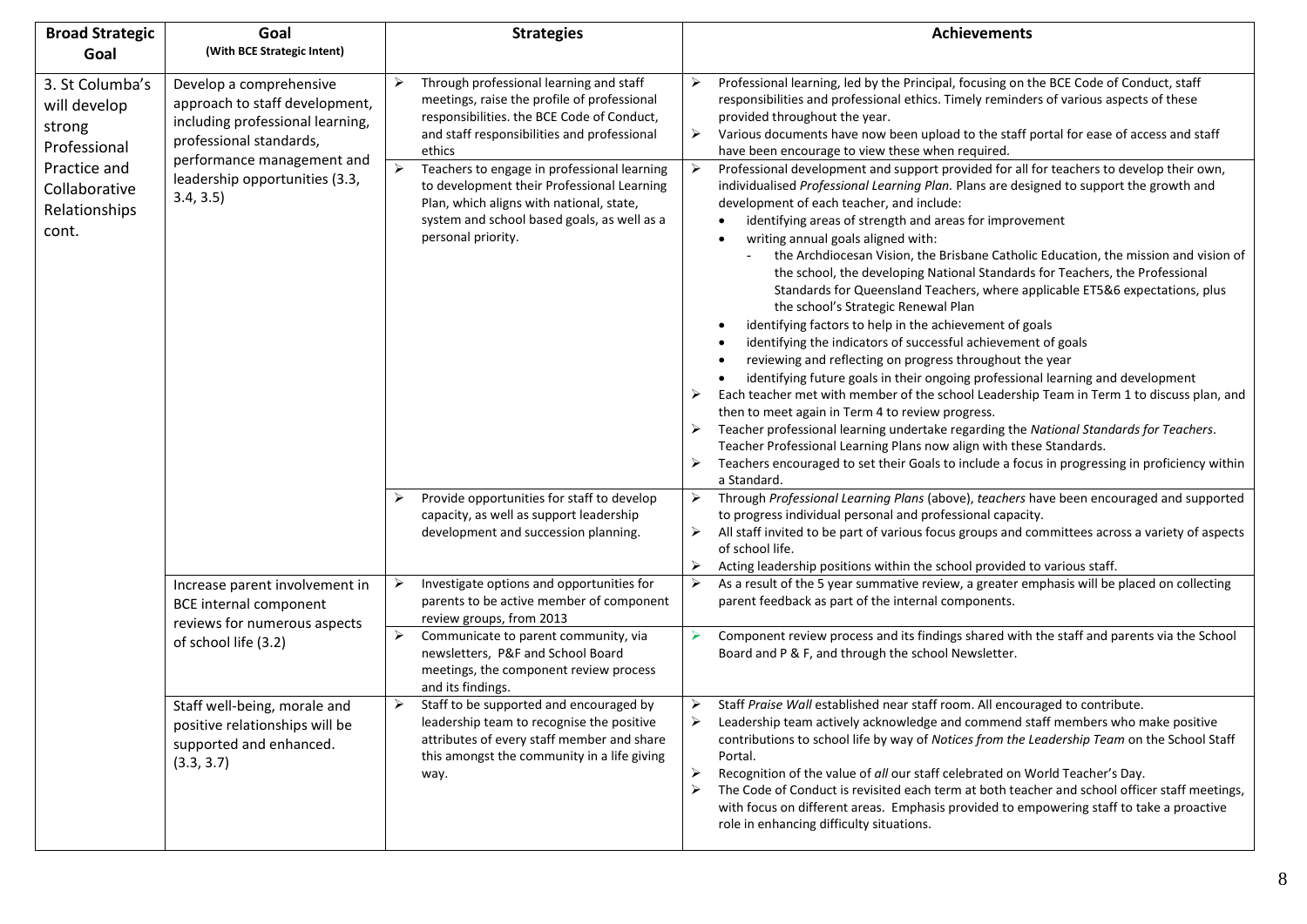| Broad Strategic Goal | Goal (With BCE Strategic Intent) | Strategies | Achievements |
|---|---|---|---|
| 3. St Columba's will develop strong Professional Practice and Collaborative Relationships cont. | Develop a comprehensive approach to staff development, including professional learning, professional standards, performance management and leadership opportunities (3.3, 3.4, 3.5) | ➢ Through professional learning and staff meetings, raise the profile of professional responsibilities. the BCE Code of Conduct, and staff responsibilities and professional ethics | ➢ Professional learning, led by the Principal, focusing on the BCE Code of Conduct, staff responsibilities and professional ethics. Timely reminders of various aspects of these provided throughout the year.<br>➢ Various documents have now been upload to the staff portal for ease of access and staff have been encourage to view these when required. |
| | | ➢ Teachers to engage in professional learning to development their Professional Learning Plan, which aligns with national, state, system and school based goals, as well as a personal priority. | ➢ Professional development and support provided for all for teachers to develop their own, individualised *Professional Learning Plan.* Plans are designed to support the growth and development of each teacher, and include:<br>• identifying areas of strength and areas for improvement<br>• writing annual goals aligned with:<br>- the Archdiocesan Vision, the Brisbane Catholic Education, the mission and vision of the school, the developing National Standards for Teachers, the Professional Standards for Queensland Teachers, where applicable ET5&6 expectations, plus the school's Strategic Renewal Plan<br>• identifying factors to help in the achievement of goals<br>• identifying the indicators of successful achievement of goals<br>• reviewing and reflecting on progress throughout the year<br>• identifying future goals in their ongoing professional learning and development<br>➢ Each teacher met with member of the school Leadership Team in Term 1 to discuss plan, and then to meet again in Term 4 to review progress.<br>➢ Teacher professional learning undertake regarding the *National Standards for Teachers*. Teacher Professional Learning Plans now align with these Standards.<br>➢ Teachers encouraged to set their Goals to include a focus in progressing in proficiency within a Standard. |
| | | ➢ Provide opportunities for staff to develop capacity, as well as support leadership development and succession planning. | ➢ Through *Professional Learning Plans* (above), *teachers* have been encouraged and supported to progress individual personal and professional capacity.<br>➢ All staff invited to be part of various focus groups and committees across a variety of aspects of school life.<br>➢ Acting leadership positions within the school provided to various staff. |
| | Increase parent involvement in BCE internal component reviews for numerous aspects of school life (3.2) | ➢ Investigate options and opportunities for parents to be active member of component review groups, from 2013 | ➢ As a result of the 5 year summative review, a greater emphasis will be placed on collecting parent feedback as part of the internal components. |
| | | ➢ Communicate to parent community, via newsletters, P&F and School Board meetings, the component review process and its findings. | ➢ Component review process and its findings shared with the staff and parents via the School Board and P & F, and through the school Newsletter. |
| | Staff well-being, morale and positive relationships will be supported and enhanced. (3.3, 3.7) | ➢ Staff to be supported and encouraged by leadership team to recognise the positive attributes of every staff member and share this amongst the community in a life giving way. | ➢ Staff *Praise Wall* established near staff room. All encouraged to contribute.<br>➢ Leadership team actively acknowledge and commend staff members who make positive contributions to school life by way of *Notices from the Leadership Team* on the School Staff Portal.<br>➢ Recognition of the value of *all* our staff celebrated on World Teacher's Day.<br>➢ The Code of Conduct is revisited each term at both teacher and school officer staff meetings, with focus on different areas. Emphasis provided to empowering staff to take a proactive role in enhancing difficulty situations. |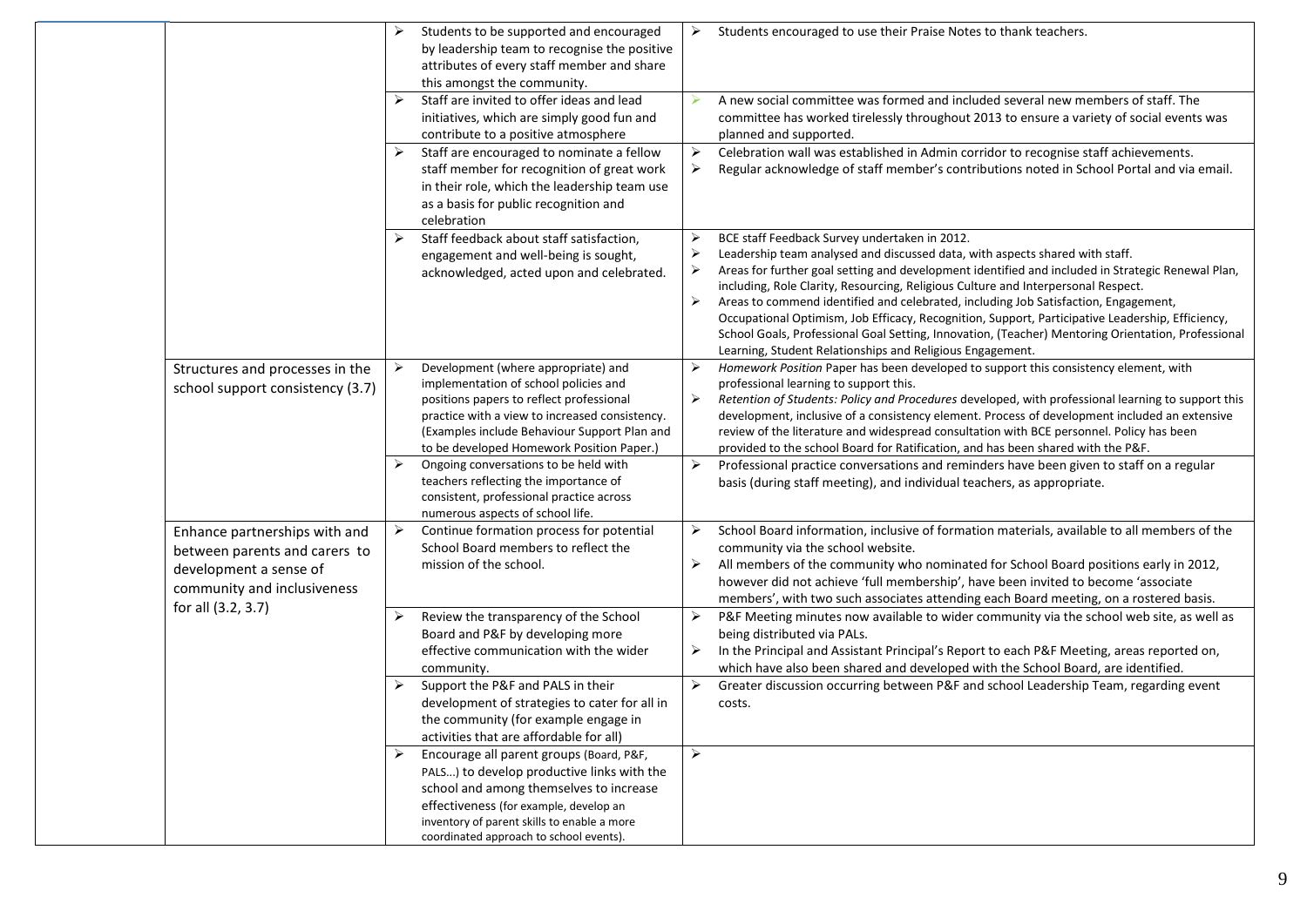| | | | |
|---|---|---|---|
| | | ➢ Students to be supported and encouraged by leadership team to recognise the positive attributes of every staff member and share this amongst the community. | ➢ Students encouraged to use their Praise Notes to thank teachers. |
| | | ➢ Staff are invited to offer ideas and lead initiatives, which are simply good fun and contribute to a positive atmosphere | ➢ A new social committee was formed and included several new members of staff. The committee has worked tirelessly throughout 2013 to ensure a variety of social events was planned and supported. |
| | | ➢ Staff are encouraged to nominate a fellow staff member for recognition of great work in their role, which the leadership team use as a basis for public recognition and celebration | ➢ Celebration wall was established in Admin corridor to recognise staff achievements.<br>➢ Regular acknowledge of staff member's contributions noted in School Portal and via email. |
| | | ➢ Staff feedback about staff satisfaction, engagement and well-being is sought, acknowledged, acted upon and celebrated. | ➢ BCE staff Feedback Survey undertaken in 2012.<br>➢ Leadership team analysed and discussed data, with aspects shared with staff.<br>➢ Areas for further goal setting and development identified and included in Strategic Renewal Plan, including, Role Clarity, Resourcing, Religious Culture and Interpersonal Respect.<br>➢ Areas to commend identified and celebrated, including Job Satisfaction, Engagement, Occupational Optimism, Job Efficacy, Recognition, Support, Participative Leadership, Efficiency, School Goals, Professional Goal Setting, Innovation, (Teacher) Mentoring Orientation, Professional Learning, Student Relationships and Religious Engagement. |
| | Structures and processes in the school support consistency (3.7) | ➢ Development (where appropriate) and implementation of school policies and positions papers to reflect professional practice with a view to increased consistency. (Examples include Behaviour Support Plan and to be developed Homework Position Paper.) | ➢ *Homework Position* Paper has been developed to support this consistency element, with professional learning to support this.<br>➢ *Retention of Students: Policy and Procedures* developed, with professional learning to support this development, inclusive of a consistency element. Process of development included an extensive review of the literature and widespread consultation with BCE personnel. Policy has been provided to the school Board for Ratification, and has been shared with the P&F. |
| | | ➢ Ongoing conversations to be held with teachers reflecting the importance of consistent, professional practice across numerous aspects of school life. | ➢ Professional practice conversations and reminders have been given to staff on a regular basis (during staff meeting), and individual teachers, as appropriate. |
| | Enhance partnerships with and between parents and carers to development a sense of community and inclusiveness for all (3.2, 3.7) | ➢ Continue formation process for potential School Board members to reflect the mission of the school. | ➢ School Board information, inclusive of formation materials, available to all members of the community via the school website.<br>➢ All members of the community who nominated for School Board positions early in 2012, however did not achieve 'full membership', have been invited to become 'associate members', with two such associates attending each Board meeting, on a rostered basis. |
| | | ➢ Review the transparency of the School Board and P&F by developing more effective communication with the wider community. | ➢ P&F Meeting minutes now available to wider community via the school web site, as well as being distributed via PALs.<br>➢ In the Principal and Assistant Principal's Report to each P&F Meeting, areas reported on, which have also been shared and developed with the School Board, are identified. |
| | | ➢ Support the P&F and PALS in their development of strategies to cater for all in the community (for example engage in activities that are affordable for all) | ➢ Greater discussion occurring between P&F and school Leadership Team, regarding event costs. |
| | | ➢ Encourage all parent groups (Board, P&F, PALS…) to develop productive links with the school and among themselves to increase effectiveness (for example, develop an inventory of parent skills to enable a more coordinated approach to school events). | ➢ |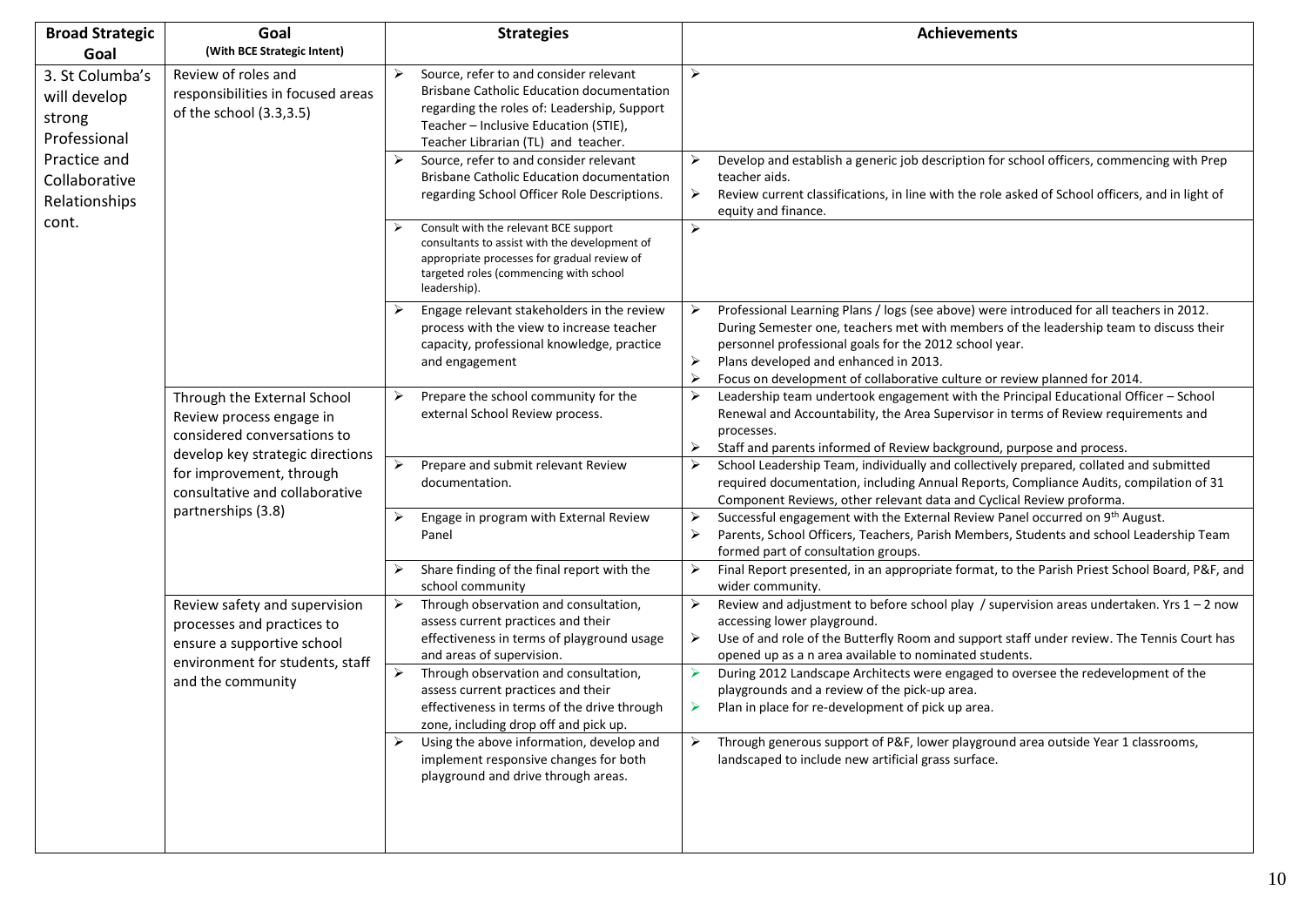| Broad Strategic Goal | Goal (With BCE Strategic Intent) | Strategies | Achievements |
|---|---|---|---|
| 3. St Columba's will develop strong Professional Practice and Collaborative Relationships cont. | Review of roles and responsibilities in focused areas of the school (3.3,3.5) | ➢ Source, refer to and consider relevant Brisbane Catholic Education documentation regarding the roles of: Leadership, Support Teacher – Inclusive Education (STIE), Teacher Librarian (TL) and teacher. | ➢ |
| | | ➢ Source, refer to and consider relevant Brisbane Catholic Education documentation regarding School Officer Role Descriptions. | ➢ Develop and establish a generic job description for school officers, commencing with Prep teacher aids.<br>➢ Review current classifications, in line with the role asked of School officers, and in light of equity and finance. |
| | | ➢ Consult with the relevant BCE support consultants to assist with the development of appropriate processes for gradual review of targeted roles (commencing with school leadership). | ➢ |
| | | ➢ Engage relevant stakeholders in the review process with the view to increase teacher capacity, professional knowledge, practice and engagement | ➢ Professional Learning Plans / logs (see above) were introduced for all teachers in 2012. During Semester one, teachers met with members of the leadership team to discuss their personnel professional goals for the 2012 school year.<br>➢ Plans developed and enhanced in 2013.<br>➢ Focus on development of collaborative culture or review planned for 2014. |
| | Through the External School Review process engage in considered conversations to develop key strategic directions for improvement, through consultative and collaborative partnerships (3.8) | ➢ Prepare the school community for the external School Review process. | ➢ Leadership team undertook engagement with the Principal Educational Officer – School Renewal and Accountability, the Area Supervisor in terms of Review requirements and processes.<br>➢ Staff and parents informed of Review background, purpose and process. |
| | | ➢ Prepare and submit relevant Review documentation. | ➢ School Leadership Team, individually and collectively prepared, collated and submitted required documentation, including Annual Reports, Compliance Audits, compilation of 31 Component Reviews, other relevant data and Cyclical Review proforma. |
| | | ➢ Engage in program with External Review Panel | ➢ Successful engagement with the External Review Panel occurred on 9th August.<br>➢ Parents, School Officers, Teachers, Parish Members, Students and school Leadership Team formed part of consultation groups. |
| | | ➢ Share finding of the final report with the school community | ➢ Final Report presented, in an appropriate format, to the Parish Priest School Board, P&F, and wider community. |
| | Review safety and supervision processes and practices to ensure a supportive school environment for students, staff and the community | ➢ Through observation and consultation, assess current practices and their effectiveness in terms of playground usage and areas of supervision. | ➢ Review and adjustment to before school play / supervision areas undertaken. Yrs 1 – 2 now accessing lower playground.<br>➢ Use of and role of the Butterfly Room and support staff under review. The Tennis Court has opened up as a n area available to nominated students. |
| | | ➢ Through observation and consultation, assess current practices and their effectiveness in terms of the drive through zone, including drop off and pick up. | ➢ During 2012 Landscape Architects were engaged to oversee the redevelopment of the playgrounds and a review of the pick-up area.<br>➢ Plan in place for re-development of pick up area. |
| | | ➢ Using the above information, develop and implement responsive changes for both playground and drive through areas. | ➢ Through generous support of P&F, lower playground area outside Year 1 classrooms, landscaped to include new artificial grass surface. |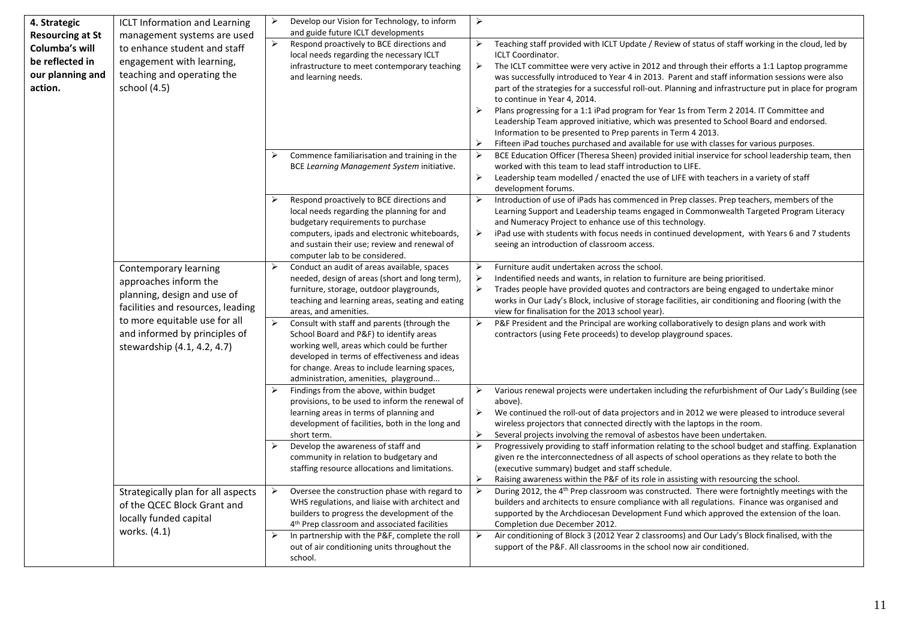| | | | |
|---|---|---|---|
| **4. Strategic Resourcing at St Columba's will be reflected in our planning and action.** | ICLT Information and Learning management systems are used to enhance student and staff engagement with learning, teaching and operating the school (4.5) | ➢ Develop our Vision for Technology, to inform and guide future ICLT developments | ➢ |
| | | ➢ Respond proactively to BCE directions and local needs regarding the necessary ICLT infrastructure to meet contemporary teaching and learning needs. | ➢ Teaching staff provided with ICLT Update / Review of status of staff working in the cloud, led by ICLT Coordinator.<br>➢ The ICLT committee were very active in 2012 and through their efforts a 1:1 Laptop programme was successfully introduced to Year 4 in 2013. Parent and staff information sessions were also part of the strategies for a successful roll-out. Planning and infrastructure put in place for program to continue in Year 4, 2014.<br>➢ Plans progressing for a 1:1 iPad program for Year 1s from Term 2 2014. IT Committee and Leadership Team approved initiative, which was presented to School Board and endorsed. Information to be presented to Prep parents in Term 4 2013.<br>➢ Fifteen iPad touches purchased and available for use with classes for various purposes. |
| | | ➢ Commence familiarisation and training in the BCE *Learning Management System* initiative. | ➢ BCE Education Officer (Theresa Sheen) provided initial inservice for school leadership team, then worked with this team to lead staff introduction to LIFE.<br>➢ Leadership team modelled / enacted the use of LIFE with teachers in a variety of staff development forums. |
| | | ➢ Respond proactively to BCE directions and local needs regarding the planning for and budgetary requirements to purchase computers, ipads and electronic whiteboards, and sustain their use; review and renewal of computer lab to be considered. | ➢ Introduction of use of iPads has commenced in Prep classes. Prep teachers, members of the Learning Support and Leadership teams engaged in Commonwealth Targeted Program Literacy and Numeracy Project to enhance use of this technology.<br>➢ iPad use with students with focus needs in continued development, with Years 6 and 7 students seeing an introduction of classroom access. |
| | Contemporary learning approaches inform the planning, design and use of facilities and resources, leading to more equitable use for all and informed by principles of stewardship (4.1, 4.2, 4.7) | ➢ Conduct an audit of areas available, spaces needed, design of areas (short and long term), furniture, storage, outdoor playgrounds, teaching and learning areas, seating and eating areas, and amenities. | ➢ Furniture audit undertaken across the school.<br>➢ Indentified needs and wants, in relation to furniture are being prioritised.<br>➢ Trades people have provided quotes and contractors are being engaged to undertake minor works in Our Lady's Block, inclusive of storage facilities, air conditioning and flooring (with the view for finalisation for the 2013 school year). |
| | | ➢ Consult with staff and parents (through the School Board and P&F) to identify areas working well, areas which could be further developed in terms of effectiveness and ideas for change. Areas to include learning spaces, administration, amenities, playground... | ➢ P&F President and the Principal are working collaboratively to design plans and work with contractors (using Fete proceeds) to develop playground spaces. |
| | | ➢ Findings from the above, within budget provisions, to be used to inform the renewal of learning areas in terms of planning and development of facilities, both in the long and short term. | ➢ Various renewal projects were undertaken including the refurbishment of Our Lady's Building (see above).<br>➢ We continued the roll-out of data projectors and in 2012 we were pleased to introduce several wireless projectors that connected directly with the laptops in the room.<br>➢ Several projects involving the removal of asbestos have been undertaken. |
| | | ➢ Develop the awareness of staff and community in relation to budgetary and staffing resource allocations and limitations. | ➢ Progressively providing to staff information relating to the school budget and staffing. Explanation given re the interconnectedness of all aspects of school operations as they relate to both the (executive summary) budget and staff schedule.<br>➢ Raising awareness within the P&F of its role in assisting with resourcing the school. |
| | Strategically plan for all aspects of the QCEC Block Grant and locally funded capital works. (4.1) | ➢ Oversee the construction phase with regard to WHS regulations, and liaise with architect and builders to progress the development of the 4th Prep classroom and associated facilities | ➢ During 2012, the 4th Prep classroom was constructed. There were fortnightly meetings with the builders and architects to ensure compliance with all regulations. Finance was organised and supported by the Archdiocesan Development Fund which approved the extension of the loan. Completion due December 2012. |
| | | ➢ In partnership with the P&F, complete the roll out of air conditioning units throughout the school. | ➢ Air conditioning of Block 3 (2012 Year 2 classrooms) and Our Lady's Block finalised, with the support of the P&F. All classrooms in the school now air conditioned. |